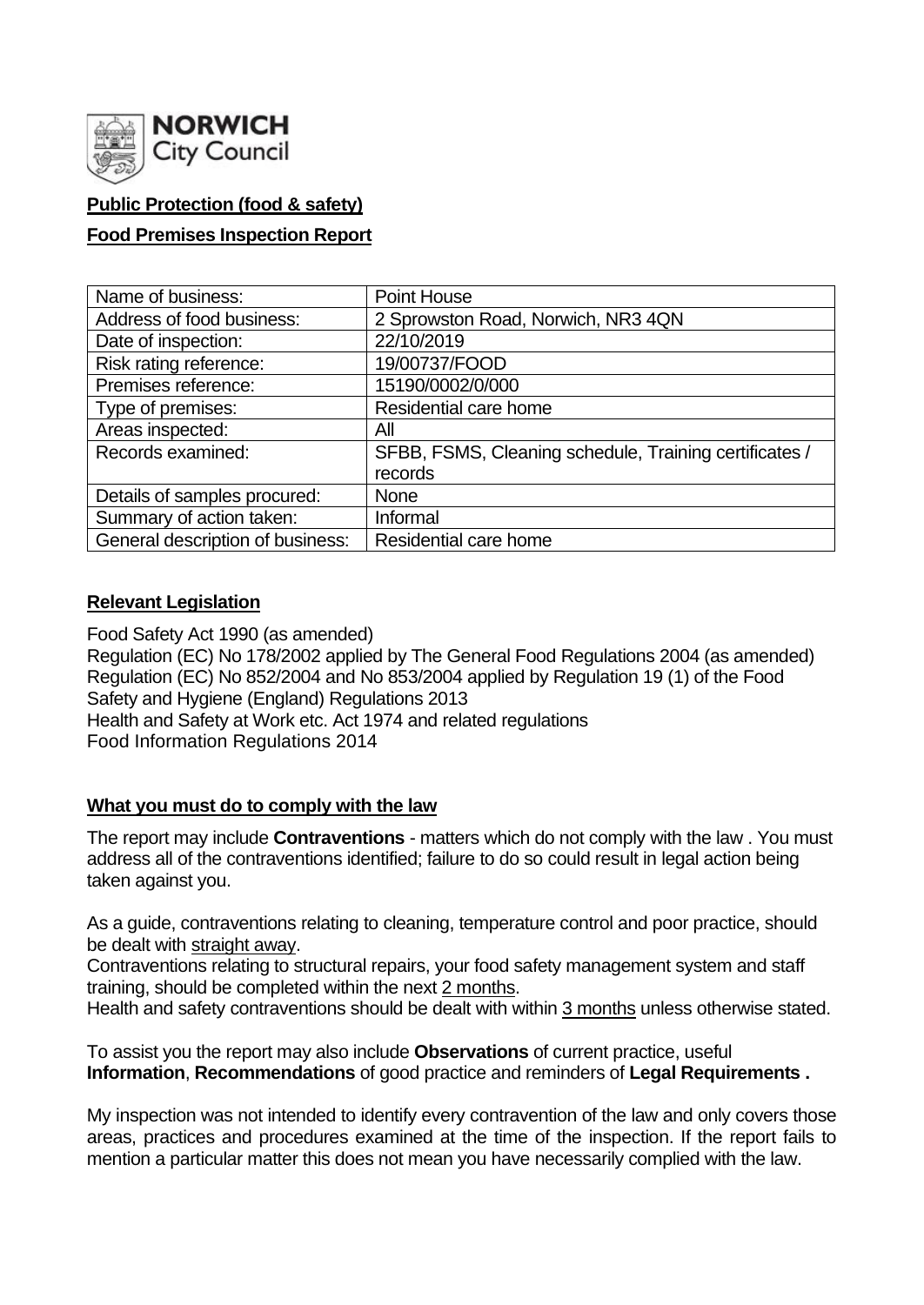NORWICH City Council

**Public Protection (food & safety)**

**Food Premises Inspection Report**

| Name of business: | Point House |
|---|---|
| Address of food business: | 2 Sprowston Road, Norwich, NR3 4QN |
| Date of inspection: | 22/10/2019 |
| Risk rating reference: | 19/00737/FOOD |
| Premises reference: | 15190/0002/0/000 |
| Type of premises: | Residential care home |
| Areas inspected: | All |
| Records examined: | SFBB, FSMS, Cleaning schedule, Training certificates / records |
| Details of samples procured: | None |
| Summary of action taken: | Informal |
| General description of business: | Residential care home |

## Relevant Legislation

Food Safety Act 1990 (as amended)
Regulation (EC) No 178/2002 applied by The General Food Regulations 2004 (as amended)
Regulation (EC) No 852/2004 and No 853/2004 applied by Regulation 19 (1) of the Food Safety and Hygiene (England) Regulations 2013
Health and Safety at Work etc. Act 1974 and related regulations
Food Information Regulations 2014

## What you must do to comply with the law

The report may include **Contraventions** - matters which do not comply with the law . You must address all of the contraventions identified; failure to do so could result in legal action being taken against you.

As a guide, contraventions relating to cleaning, temperature control and poor practice, should be dealt with straight away.
Contraventions relating to structural repairs, your food safety management system and staff training, should be completed within the next 2 months.
Health and safety contraventions should be dealt with within 3 months unless otherwise stated.

To assist you the report may also include **Observations** of current practice, useful **Information**, **Recommendations** of good practice and reminders of **Legal Requirements .**

My inspection was not intended to identify every contravention of the law and only covers those areas, practices and procedures examined at the time of the inspection. If the report fails to mention a particular matter this does not mean you have necessarily complied with the law.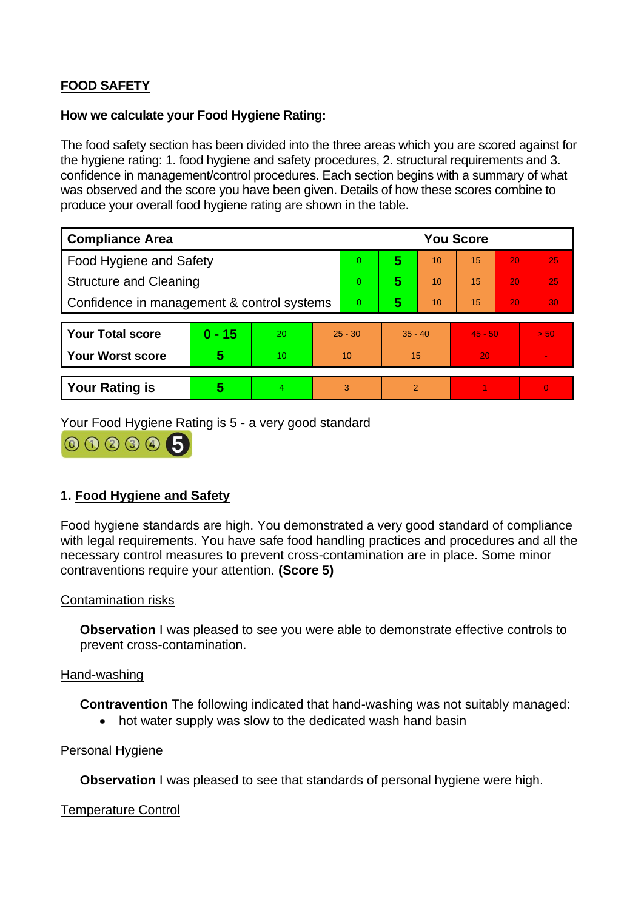**FOOD SAFETY**

**How we calculate your Food Hygiene Rating:**

The food safety section has been divided into the three areas which you are scored against for the hygiene rating: 1. food hygiene and safety procedures, 2. structural requirements and 3. confidence in management/control procedures. Each section begins with a summary of what was observed and the score you have been given. Details of how these scores combine to produce your overall food hygiene rating are shown in the table.

| Compliance Area | You Score | | | | | |
|---|---|---|---|---|---|---|
| Food Hygiene and Safety | 0 | **5** | 10 | 15 | 20 | 25 |
| Structure and Cleaning | 0 | **5** | 10 | 15 | 20 | 25 |
| Confidence in management & control systems | 0 | **5** | 10 | 15 | 20 | 30 |

| | | | | | | |
|---|---|---|---|---|---|---|
| **Your Total score** | **0 - 15** | 20 | 25 - 30 | 35 - 40 | 45 - 50 | > 50 |
| **Your Worst score** | **5** | 10 | 10 | 15 | 20 | - |
| **Your Rating is** | **5** | 4 | 3 | 2 | 1 | 0 |

Your Food Hygiene Rating is 5 - a very good standard

## 1. Food Hygiene and Safety

Food hygiene standards are high. You demonstrated a very good standard of compliance with legal requirements. You have safe food handling practices and procedures and all the necessary control measures to prevent cross-contamination are in place. Some minor contraventions require your attention. **(Score 5)**

Contamination risks

**Observation** I was pleased to see you were able to demonstrate effective controls to prevent cross-contamination.

Hand-washing

**Contravention** The following indicated that hand-washing was not suitably managed:

- hot water supply was slow to the dedicated wash hand basin

Personal Hygiene

**Observation** I was pleased to see that standards of personal hygiene were high.

Temperature Control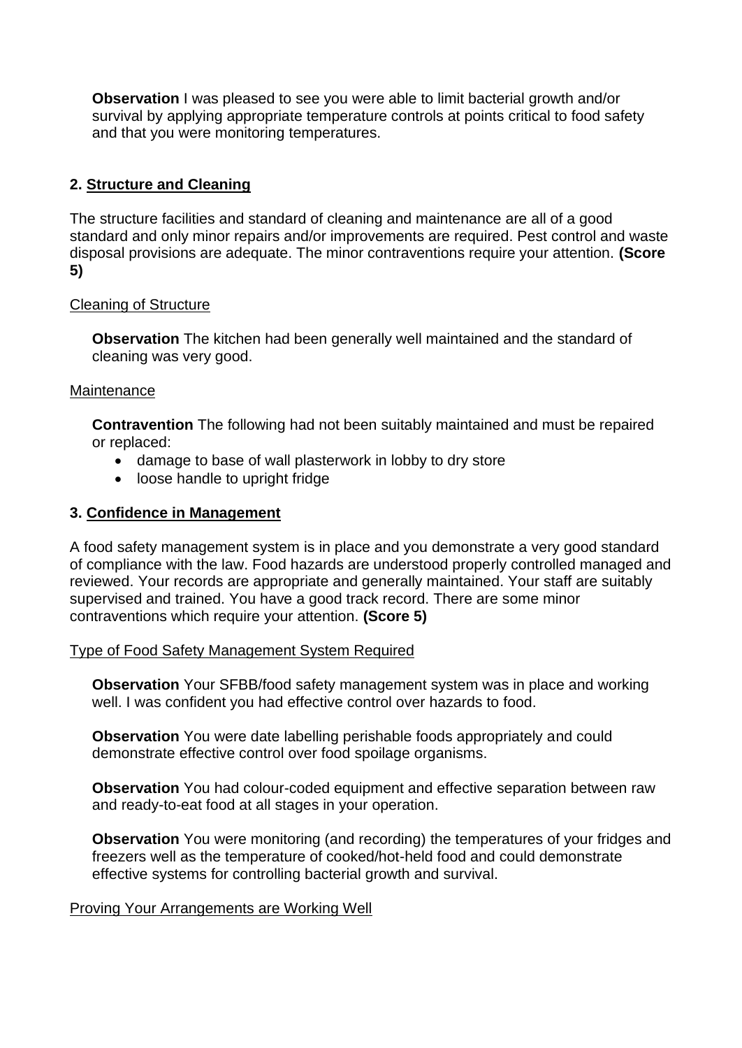**Observation** I was pleased to see you were able to limit bacterial growth and/or survival by applying appropriate temperature controls at points critical to food safety and that you were monitoring temperatures.

## 2. Structure and Cleaning

The structure facilities and standard of cleaning and maintenance are all of a good standard and only minor repairs and/or improvements are required. Pest control and waste disposal provisions are adequate. The minor contraventions require your attention. **(Score 5)**

Cleaning of Structure

**Observation** The kitchen had been generally well maintained and the standard of cleaning was very good.

Maintenance

**Contravention** The following had not been suitably maintained and must be repaired or replaced:

- damage to base of wall plasterwork in lobby to dry store
- loose handle to upright fridge

## 3. Confidence in Management

A food safety management system is in place and you demonstrate a very good standard of compliance with the law. Food hazards are understood properly controlled managed and reviewed. Your records are appropriate and generally maintained. Your staff are suitably supervised and trained. You have a good track record. There are some minor contraventions which require your attention. **(Score 5)**

Type of Food Safety Management System Required

**Observation** Your SFBB/food safety management system was in place and working well. I was confident you had effective control over hazards to food.

**Observation** You were date labelling perishable foods appropriately and could demonstrate effective control over food spoilage organisms.

**Observation** You had colour-coded equipment and effective separation between raw and ready-to-eat food at all stages in your operation.

**Observation** You were monitoring (and recording) the temperatures of your fridges and freezers well as the temperature of cooked/hot-held food and could demonstrate effective systems for controlling bacterial growth and survival.

Proving Your Arrangements are Working Well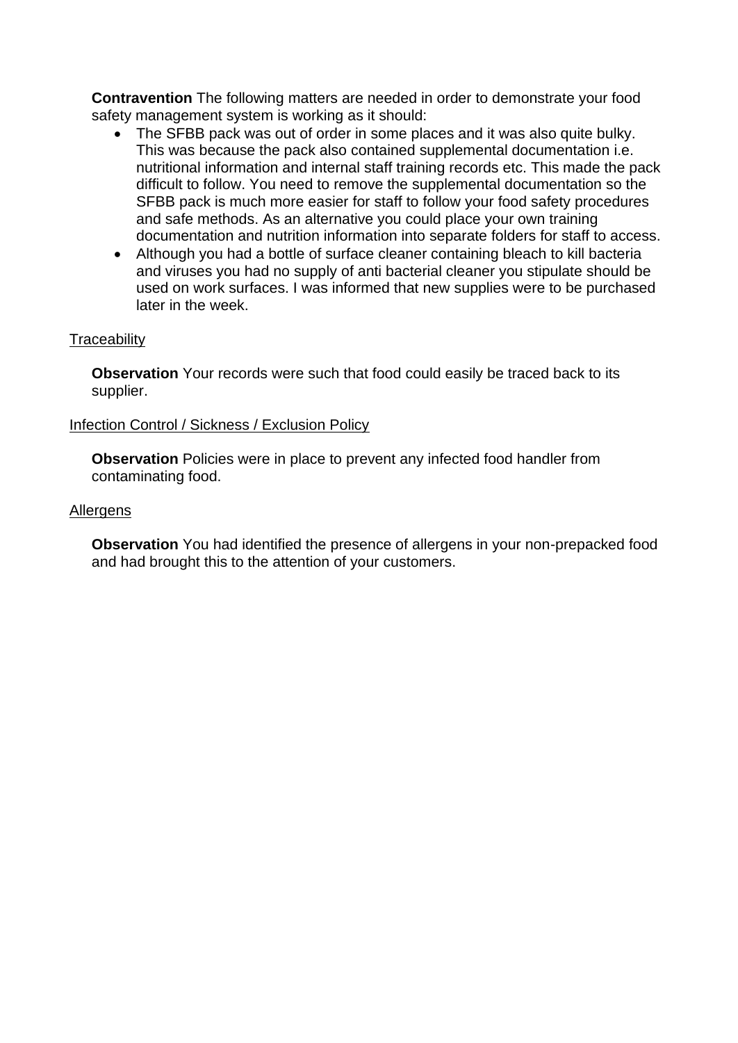**Contravention** The following matters are needed in order to demonstrate your food safety management system is working as it should:

- The SFBB pack was out of order in some places and it was also quite bulky. This was because the pack also contained supplemental documentation i.e. nutritional information and internal staff training records etc. This made the pack difficult to follow. You need to remove the supplemental documentation so the SFBB pack is much more easier for staff to follow your food safety procedures and safe methods. As an alternative you could place your own training documentation and nutrition information into separate folders for staff to access.
- Although you had a bottle of surface cleaner containing bleach to kill bacteria and viruses you had no supply of anti bacterial cleaner you stipulate should be used on work surfaces. I was informed that new supplies were to be purchased later in the week.

<u>Traceability</u>

**Observation** Your records were such that food could easily be traced back to its supplier.

<u>Infection Control / Sickness / Exclusion Policy</u>

**Observation** Policies were in place to prevent any infected food handler from contaminating food.

<u>Allergens</u>

**Observation** You had identified the presence of allergens in your non-prepacked food and had brought this to the attention of your customers.